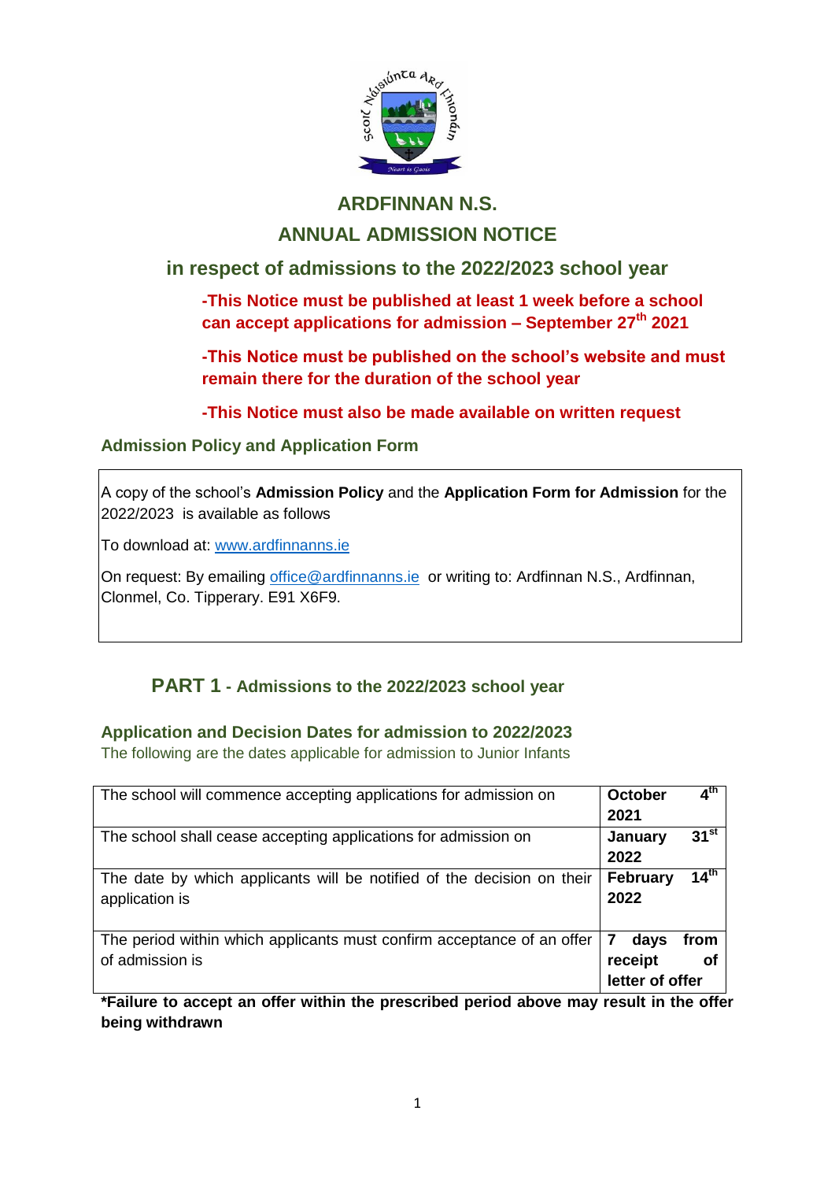# ARDFINNAN N.S.

## ANNUAL ADMISSION NOTICE

## in respect of admissions to the 2022/2023 school year

**-This Notice must be published at least 1 week before a school can accept applications for admission – September 27th 2021**

**-This Notice must be published on the school's website and must remain there for the duration of the school year**

**-This Notice must also be made available on written request**

### Admission Policy and Application Form

A copy of the school's **Admission Policy** and the **Application Form for Admission** for the 2022/2023 is available as follows

To download at: [www.ardfinnanns.ie](http://www.ardfinnanns.ie)

On request: By emailing [office@ardfinnanns.ie](mailto:office@ardfinnanns.ie) or writing to: Ardfinnan N.S., Ardfinnan, Clonmel, Co. Tipperary. E91 X6F9.

## PART 1 - Admissions to the 2022/2023 school year

### Application and Decision Dates for admission to 2022/2023

The following are the dates applicable for admission to Junior Infants

| | |
|---|---|
| The school will commence accepting applications for admission on | **October 4th 2021** |
| The school shall cease accepting applications for admission on | **January 31st 2022** |
| The date by which applicants will be notified of the decision on their application is | **February 14th 2022** |
| The period within which applicants must confirm acceptance of an offer of admission is | **7 days from receipt of letter of offer** |

**\*Failure to accept an offer within the prescribed period above may result in the offer being withdrawn**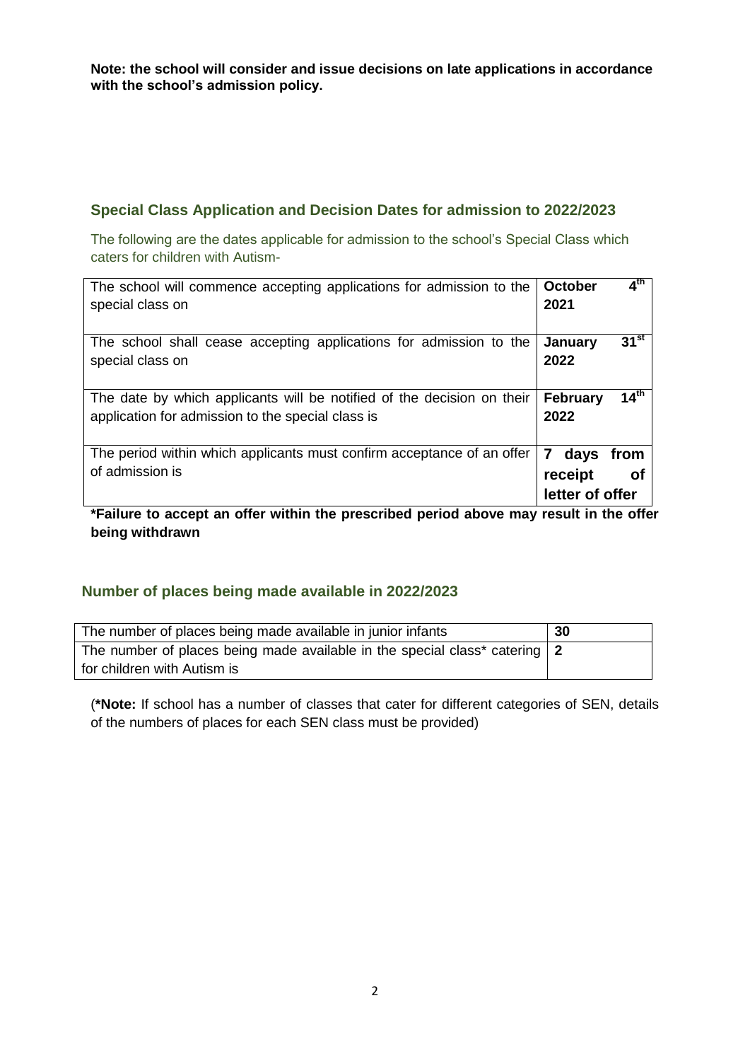**Note: the school will consider and issue decisions on late applications in accordance with the school's admission policy.**

## Special Class Application and Decision Dates for admission to 2022/2023

The following are the dates applicable for admission to the school's Special Class which caters for children with Autism-

| | |
|---|---|
| The school will commence accepting applications for admission to the special class on | **October 4th 2021** |
| The school shall cease accepting applications for admission to the special class on | **January 31st 2022** |
| The date by which applicants will be notified of the decision on their application for admission to the special class is | **February 14th 2022** |
| The period within which applicants must confirm acceptance of an offer of admission is | **7 days from receipt of letter of offer** |

**\*Failure to accept an offer within the prescribed period above may result in the offer being withdrawn**

## Number of places being made available in 2022/2023

| | |
|---|---|
| The number of places being made available in junior infants | **30** |
| The number of places being made available in the special class* catering for children with Autism is | **2** |

(**\*Note:** If school has a number of classes that cater for different categories of SEN, details of the numbers of places for each SEN class must be provided)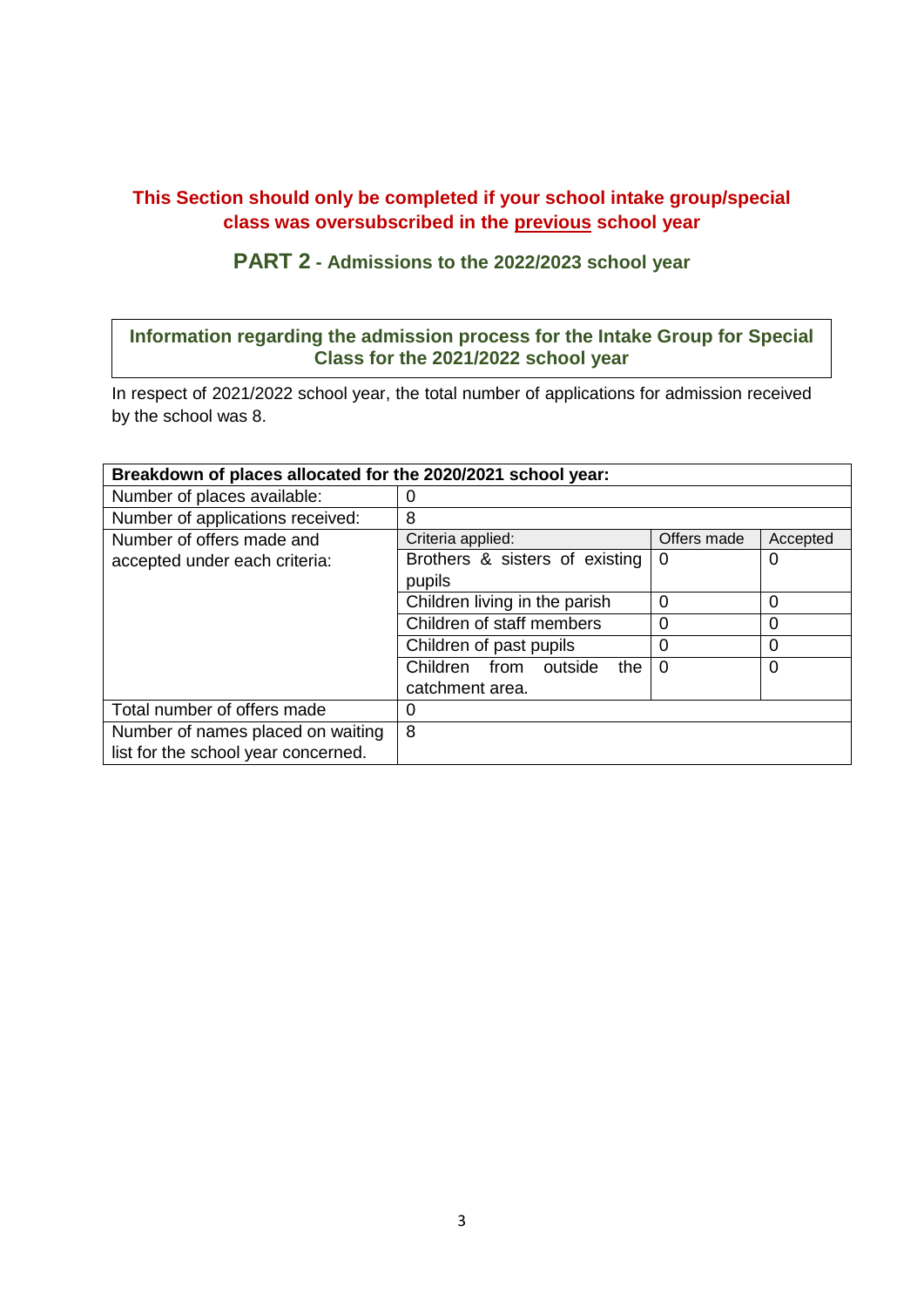**This Section should only be completed if your school intake group/special class was oversubscribed in the <u>previous</u> school year**

## PART 2 - Admissions to the 2022/2023 school year

### Information regarding the admission process for the Intake Group for Special Class for the 2021/2022 school year

In respect of 2021/2022 school year, the total number of applications for admission received by the school was 8.

| Breakdown of places allocated for the 2020/2021 school year: | | | |
|---|---|---|---|
| Number of places available: | 0 | | |
| Number of applications received: | 8 | | |
| Number of offers made and accepted under each criteria: | Criteria applied: | Offers made | Accepted |
| | Brothers & sisters of existing pupils | 0 | 0 |
| | Children living in the parish | 0 | 0 |
| | Children of staff members | 0 | 0 |
| | Children of past pupils | 0 | 0 |
| | Children from outside the catchment area. | 0 | 0 |
| Total number of offers made | 0 | | |
| Number of names placed on waiting list for the school year concerned. | 8 | | |